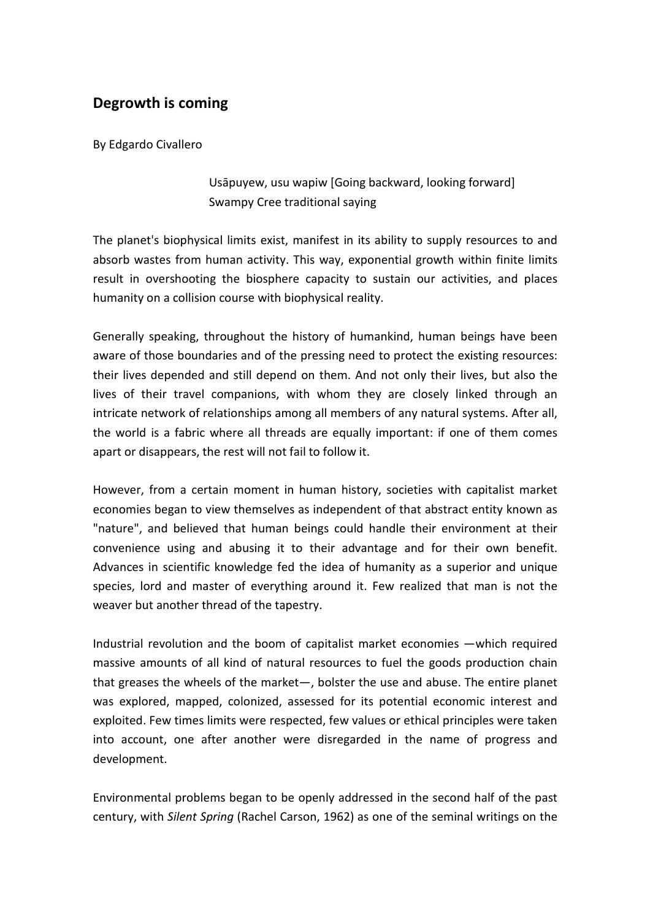## Degrowth is coming

By Edgardo Civallero

> Usāpuyew, usu wapiw [Going backward, looking forward]
> Swampy Cree traditional saying

The planet's biophysical limits exist, manifest in its ability to supply resources to and absorb wastes from human activity. This way, exponential growth within finite limits result in overshooting the biosphere capacity to sustain our activities, and places humanity on a collision course with biophysical reality.

Generally speaking, throughout the history of humankind, human beings have been aware of those boundaries and of the pressing need to protect the existing resources: their lives depended and still depend on them. And not only their lives, but also the lives of their travel companions, with whom they are closely linked through an intricate network of relationships among all members of any natural systems. After all, the world is a fabric where all threads are equally important: if one of them comes apart or disappears, the rest will not fail to follow it.

However, from a certain moment in human history, societies with capitalist market economies began to view themselves as independent of that abstract entity known as "nature", and believed that human beings could handle their environment at their convenience using and abusing it to their advantage and for their own benefit. Advances in scientific knowledge fed the idea of humanity as a superior and unique species, lord and master of everything around it. Few realized that man is not the weaver but another thread of the tapestry.

Industrial revolution and the boom of capitalist market economies —which required massive amounts of all kind of natural resources to fuel the goods production chain that greases the wheels of the market—, bolster the use and abuse. The entire planet was explored, mapped, colonized, assessed for its potential economic interest and exploited. Few times limits were respected, few values or ethical principles were taken into account, one after another were disregarded in the name of progress and development.

Environmental problems began to be openly addressed in the second half of the past century, with *Silent Spring* (Rachel Carson, 1962) as one of the seminal writings on the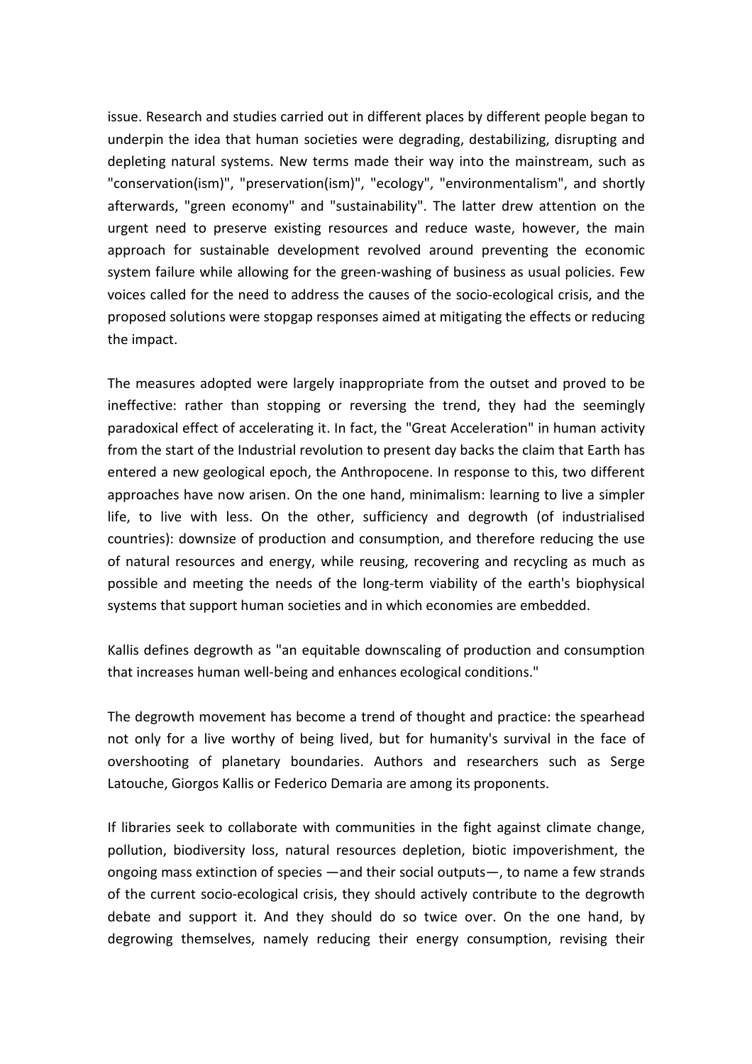issue. Research and studies carried out in different places by different people began to underpin the idea that human societies were degrading, destabilizing, disrupting and depleting natural systems. New terms made their way into the mainstream, such as "conservation(ism)", "preservation(ism)", "ecology", "environmentalism", and shortly afterwards, "green economy" and "sustainability". The latter drew attention on the urgent need to preserve existing resources and reduce waste, however, the main approach for sustainable development revolved around preventing the economic system failure while allowing for the green-washing of business as usual policies. Few voices called for the need to address the causes of the socio-ecological crisis, and the proposed solutions were stopgap responses aimed at mitigating the effects or reducing the impact.

The measures adopted were largely inappropriate from the outset and proved to be ineffective: rather than stopping or reversing the trend, they had the seemingly paradoxical effect of accelerating it. In fact, the "Great Acceleration" in human activity from the start of the Industrial revolution to present day backs the claim that Earth has entered a new geological epoch, the Anthropocene. In response to this, two different approaches have now arisen. On the one hand, minimalism: learning to live a simpler life, to live with less. On the other, sufficiency and degrowth (of industrialised countries): downsize of production and consumption, and therefore reducing the use of natural resources and energy, while reusing, recovering and recycling as much as possible and meeting the needs of the long-term viability of the earth's biophysical systems that support human societies and in which economies are embedded.

Kallis defines degrowth as "an equitable downscaling of production and consumption that increases human well-being and enhances ecological conditions."

The degrowth movement has become a trend of thought and practice: the spearhead not only for a live worthy of being lived, but for humanity's survival in the face of overshooting of planetary boundaries. Authors and researchers such as Serge Latouche, Giorgos Kallis or Federico Demaria are among its proponents.

If libraries seek to collaborate with communities in the fight against climate change, pollution, biodiversity loss, natural resources depletion, biotic impoverishment, the ongoing mass extinction of species —and their social outputs—, to name a few strands of the current socio-ecological crisis, they should actively contribute to the degrowth debate and support it. And they should do so twice over. On the one hand, by degrowing themselves, namely reducing their energy consumption, revising their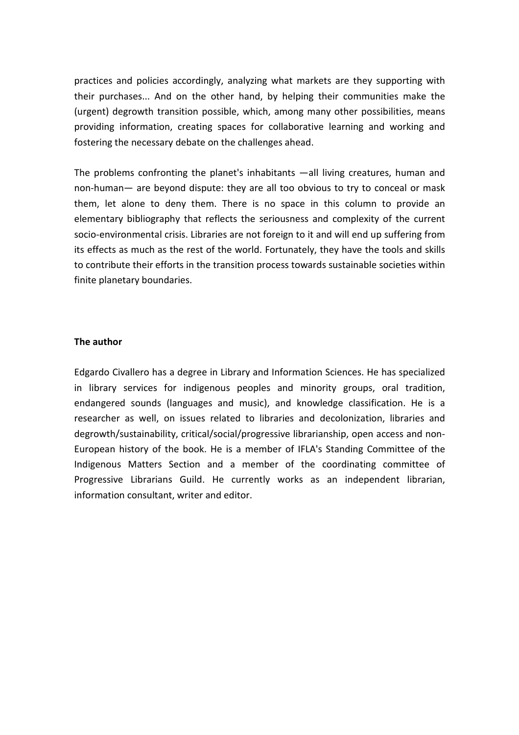practices and policies accordingly, analyzing what markets are they supporting with their purchases... And on the other hand, by helping their communities make the (urgent) degrowth transition possible, which, among many other possibilities, means providing information, creating spaces for collaborative learning and working and fostering the necessary debate on the challenges ahead.

The problems confronting the planet's inhabitants —all living creatures, human and non-human— are beyond dispute: they are all too obvious to try to conceal or mask them, let alone to deny them. There is no space in this column to provide an elementary bibliography that reflects the seriousness and complexity of the current socio-environmental crisis. Libraries are not foreign to it and will end up suffering from its effects as much as the rest of the world. Fortunately, they have the tools and skills to contribute their efforts in the transition process towards sustainable societies within finite planetary boundaries.

**The author**

Edgardo Civallero has a degree in Library and Information Sciences. He has specialized in library services for indigenous peoples and minority groups, oral tradition, endangered sounds (languages and music), and knowledge classification. He is a researcher as well, on issues related to libraries and decolonization, libraries and degrowth/sustainability, critical/social/progressive librarianship, open access and non-European history of the book. He is a member of IFLA's Standing Committee of the Indigenous Matters Section and a member of the coordinating committee of Progressive Librarians Guild. He currently works as an independent librarian, information consultant, writer and editor.